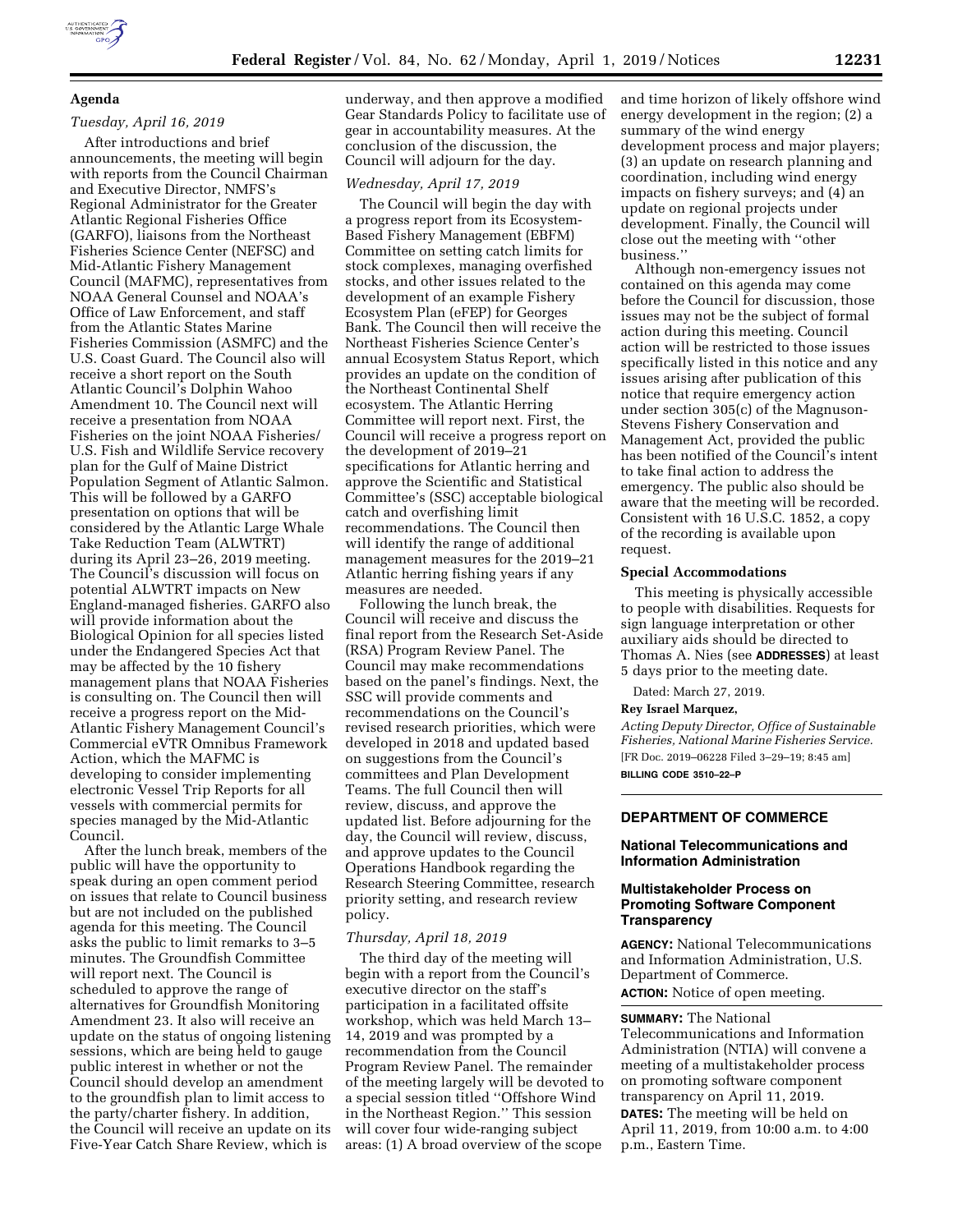## Agenda

### *Tuesday, April 16, 2019*

After introductions and brief announcements, the meeting will begin with reports from the Council Chairman and Executive Director, NMFS's Regional Administrator for the Greater Atlantic Regional Fisheries Office (GARFO), liaisons from the Northeast Fisheries Science Center (NEFSC) and Mid-Atlantic Fishery Management Council (MAFMC), representatives from NOAA General Counsel and NOAA's Office of Law Enforcement, and staff from the Atlantic States Marine Fisheries Commission (ASMFC) and the U.S. Coast Guard. The Council also will receive a short report on the South Atlantic Council's Dolphin Wahoo Amendment 10. The Council next will receive a presentation from NOAA Fisheries on the joint NOAA Fisheries/U.S. Fish and Wildlife Service recovery plan for the Gulf of Maine District Population Segment of Atlantic Salmon. This will be followed by a GARFO presentation on options that will be considered by the Atlantic Large Whale Take Reduction Team (ALWTRT) during its April 23–26, 2019 meeting. The Council's discussion will focus on potential ALWTRT impacts on New England-managed fisheries. GARFO also will provide information about the Biological Opinion for all species listed under the Endangered Species Act that may be affected by the 10 fishery management plans that NOAA Fisheries is consulting on. The Council then will receive a progress report on the Mid-Atlantic Fishery Management Council's Commercial eVTR Omnibus Framework Action, which the MAFMC is developing to consider implementing electronic Vessel Trip Reports for all vessels with commercial permits for species managed by the Mid-Atlantic Council.

After the lunch break, members of the public will have the opportunity to speak during an open comment period on issues that relate to Council business but are not included on the published agenda for this meeting. The Council asks the public to limit remarks to 3–5 minutes. The Groundfish Committee will report next. The Council is scheduled to approve the range of alternatives for Groundfish Monitoring Amendment 23. It also will receive an update on the status of ongoing listening sessions, which are being held to gauge public interest in whether or not the Council should develop an amendment to the groundfish plan to limit access to the party/charter fishery. In addition, the Council will receive an update on its Five-Year Catch Share Review, which is underway, and then approve a modified Gear Standards Policy to facilitate use of gear in accountability measures. At the conclusion of the discussion, the Council will adjourn for the day.

### *Wednesday, April 17, 2019*

The Council will begin the day with a progress report from its Ecosystem-Based Fishery Management (EBFM) Committee on setting catch limits for stock complexes, managing overfished stocks, and other issues related to the development of an example Fishery Ecosystem Plan (eFEP) for Georges Bank. The Council then will receive the Northeast Fisheries Science Center's annual Ecosystem Status Report, which provides an update on the condition of the Northeast Continental Shelf ecosystem. The Atlantic Herring Committee will report next. First, the Council will receive a progress report on the development of 2019–21 specifications for Atlantic herring and approve the Scientific and Statistical Committee's (SSC) acceptable biological catch and overfishing limit recommendations. The Council then will identify the range of additional management measures for the 2019–21 Atlantic herring fishing years if any measures are needed.

Following the lunch break, the Council will receive and discuss the final report from the Research Set-Aside (RSA) Program Review Panel. The Council may make recommendations based on the panel's findings. Next, the SSC will provide comments and recommendations on the Council's revised research priorities, which were developed in 2018 and updated based on suggestions from the Council's committees and Plan Development Teams. The full Council then will review, discuss, and approve the updated list. Before adjourning for the day, the Council will review, discuss, and approve updates to the Council Operations Handbook regarding the Research Steering Committee, research priority setting, and research review policy.

### *Thursday, April 18, 2019*

The third day of the meeting will begin with a report from the Council's executive director on the staff's participation in a facilitated offsite workshop, which was held March 13–14, 2019 and was prompted by a recommendation from the Council Program Review Panel. The remainder of the meeting largely will be devoted to a special session titled ''Offshore Wind in the Northeast Region.'' This session will cover four wide-ranging subject areas: (1) A broad overview of the scope and time horizon of likely offshore wind energy development in the region; (2) a summary of the wind energy development process and major players; (3) an update on research planning and coordination, including wind energy impacts on fishery surveys; and (4) an update on regional projects under development. Finally, the Council will close out the meeting with ''other business.''

Although non-emergency issues not contained on this agenda may come before the Council for discussion, those issues may not be the subject of formal action during this meeting. Council action will be restricted to those issues specifically listed in this notice and any issues arising after publication of this notice that require emergency action under section 305(c) of the Magnuson-Stevens Fishery Conservation and Management Act, provided the public has been notified of the Council's intent to take final action to address the emergency. The public also should be aware that the meeting will be recorded. Consistent with 16 U.S.C. 1852, a copy of the recording is available upon request.

## Special Accommodations

This meeting is physically accessible to people with disabilities. Requests for sign language interpretation or other auxiliary aids should be directed to Thomas A. Nies (see **ADDRESSES**) at least 5 days prior to the meeting date.

Dated: March 27, 2019.

**Rey Israel Marquez,**

*Acting Deputy Director, Office of Sustainable Fisheries, National Marine Fisheries Service.*

[FR Doc. 2019–06228 Filed 3–29–19; 8:45 am]

**BILLING CODE 3510–22–P**

---

## DEPARTMENT OF COMMERCE

### National Telecommunications and Information Administration

### Multistakeholder Process on Promoting Software Component Transparency

**AGENCY:** National Telecommunications and Information Administration, U.S. Department of Commerce.

**ACTION:** Notice of open meeting.

**SUMMARY:** The National Telecommunications and Information Administration (NTIA) will convene a meeting of a multistakeholder process on promoting software component transparency on April 11, 2019.

**DATES:** The meeting will be held on April 11, 2019, from 10:00 a.m. to 4:00 p.m., Eastern Time.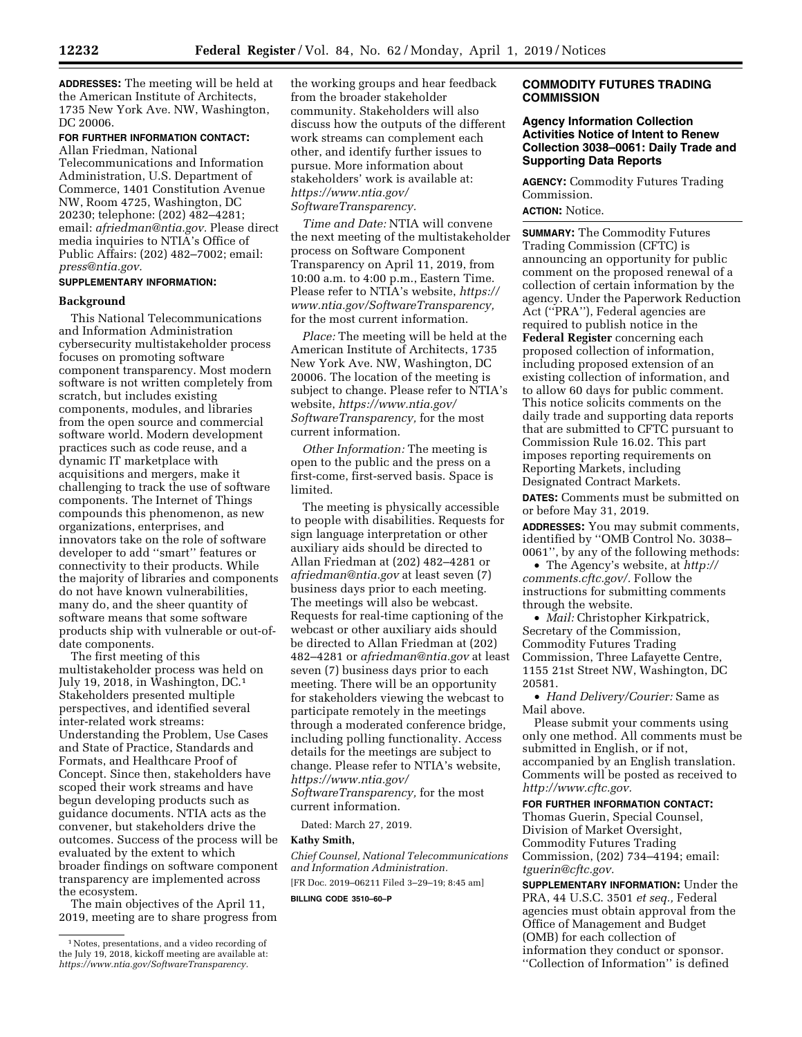**ADDRESSES:** The meeting will be held at the American Institute of Architects, 1735 New York Ave. NW, Washington, DC 20006.

**FOR FURTHER INFORMATION CONTACT:** Allan Friedman, National Telecommunications and Information Administration, U.S. Department of Commerce, 1401 Constitution Avenue NW, Room 4725, Washington, DC 20230; telephone: (202) 482–4281; email: *afriedman@ntia.gov.* Please direct media inquiries to NTIA's Office of Public Affairs: (202) 482–7002; email: *press@ntia.gov.*

**SUPPLEMENTARY INFORMATION:**

**Background**

This National Telecommunications and Information Administration cybersecurity multistakeholder process focuses on promoting software component transparency. Most modern software is not written completely from scratch, but includes existing components, modules, and libraries from the open source and commercial software world. Modern development practices such as code reuse, and a dynamic IT marketplace with acquisitions and mergers, make it challenging to track the use of software components. The Internet of Things compounds this phenomenon, as new organizations, enterprises, and innovators take on the role of software developer to add ''smart'' features or connectivity to their products. While the majority of libraries and components do not have known vulnerabilities, many do, and the sheer quantity of software means that some software products ship with vulnerable or out-of-date components.

The first meeting of this multistakeholder process was held on July 19, 2018, in Washington, DC.[1] Stakeholders presented multiple perspectives, and identified several inter-related work streams: Understanding the Problem, Use Cases and State of Practice, Standards and Formats, and Healthcare Proof of Concept. Since then, stakeholders have scoped their work streams and have begun developing products such as guidance documents. NTIA acts as the convener, but stakeholders drive the outcomes. Success of the process will be evaluated by the extent to which broader findings on software component transparency are implemented across the ecosystem.

The main objectives of the April 11, 2019, meeting are to share progress from the working groups and hear feedback from the broader stakeholder community. Stakeholders will also discuss how the outputs of the different work streams can complement each other, and identify further issues to pursue. More information about stakeholders' work is available at: *https://www.ntia.gov/SoftwareTransparency.*

*Time and Date:* NTIA will convene the next meeting of the multistakeholder process on Software Component Transparency on April 11, 2019, from 10:00 a.m. to 4:00 p.m., Eastern Time. Please refer to NTIA's website, *https://www.ntia.gov/SoftwareTransparency,* for the most current information.

*Place:* The meeting will be held at the American Institute of Architects, 1735 New York Ave. NW, Washington, DC 20006. The location of the meeting is subject to change. Please refer to NTIA's website, *https://www.ntia.gov/SoftwareTransparency,* for the most current information.

*Other Information:* The meeting is open to the public and the press on a first-come, first-served basis. Space is limited.

The meeting is physically accessible to people with disabilities. Requests for sign language interpretation or other auxiliary aids should be directed to Allan Friedman at (202) 482–4281 or *afriedman@ntia.gov* at least seven (7) business days prior to each meeting. The meetings will also be webcast. Requests for real-time captioning of the webcast or other auxiliary aids should be directed to Allan Friedman at (202) 482–4281 or *afriedman@ntia.gov* at least seven (7) business days prior to each meeting. There will be an opportunity for stakeholders viewing the webcast to participate remotely in the meetings through a moderated conference bridge, including polling functionality. Access details for the meetings are subject to change. Please refer to NTIA's website, *https://www.ntia.gov/SoftwareTransparency,* for the most current information.

Dated: March 27, 2019.

**Kathy Smith,**

*Chief Counsel, National Telecommunications and Information Administration.*

[FR Doc. 2019–06211 Filed 3–29–19; 8:45 am]

**BILLING CODE 3510–60–P**

[1] Notes, presentations, and a video recording of the July 19, 2018, kickoff meeting are available at: *https://www.ntia.gov/SoftwareTransparency.*

## COMMODITY FUTURES TRADING COMMISSION

### Agency Information Collection Activities Notice of Intent to Renew Collection 3038–0061: Daily Trade and Supporting Data Reports

**AGENCY:** Commodity Futures Trading Commission.

**ACTION:** Notice.

**SUMMARY:** The Commodity Futures Trading Commission (CFTC) is announcing an opportunity for public comment on the proposed renewal of a collection of certain information by the agency. Under the Paperwork Reduction Act (''PRA''), Federal agencies are required to publish notice in the **Federal Register** concerning each proposed collection of information, including proposed extension of an existing collection of information, and to allow 60 days for public comment. This notice solicits comments on the daily trade and supporting data reports that are submitted to CFTC pursuant to Commission Rule 16.02. This part imposes reporting requirements on Reporting Markets, including Designated Contract Markets.

**DATES:** Comments must be submitted on or before May 31, 2019.

**ADDRESSES:** You may submit comments, identified by ''OMB Control No. 3038–0061'', by any of the following methods:

- The Agency's website, at *http://comments.cftc.gov/.* Follow the instructions for submitting comments through the website.
- *Mail:* Christopher Kirkpatrick, Secretary of the Commission, Commodity Futures Trading Commission, Three Lafayette Centre, 1155 21st Street NW, Washington, DC 20581.
- *Hand Delivery/Courier:* Same as Mail above.

Please submit your comments using only one method. All comments must be submitted in English, or if not, accompanied by an English translation. Comments will be posted as received to *http://www.cftc.gov.*

**FOR FURTHER INFORMATION CONTACT:** Thomas Guerin, Special Counsel, Division of Market Oversight, Commodity Futures Trading Commission, (202) 734–4194; email: *tguerin@cftc.gov.*

**SUPPLEMENTARY INFORMATION:** Under the PRA, 44 U.S.C. 3501 *et seq.,* Federal agencies must obtain approval from the Office of Management and Budget (OMB) for each collection of information they conduct or sponsor. ''Collection of Information'' is defined